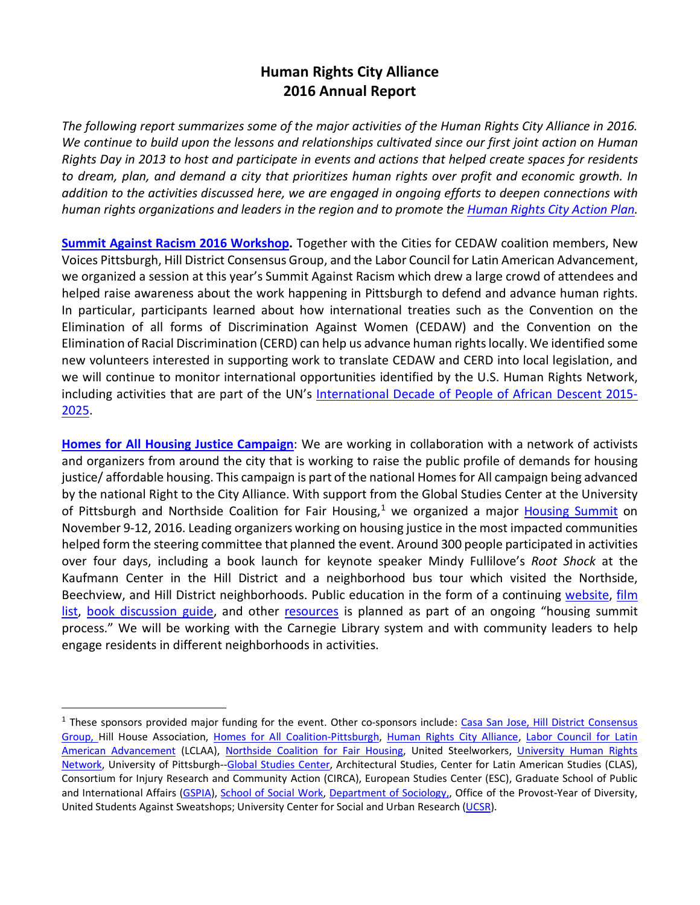# Human Rights City Alliance
## 2016 Annual Report

*The following report summarizes some of the major activities of the Human Rights City Alliance in 2016. We continue to build upon the lessons and relationships cultivated since our first joint action on Human Rights Day in 2013 to host and participate in events and actions that helped create spaces for residents to dream, plan, and demand a city that prioritizes human rights over profit and economic growth. In addition to the activities discussed here, we are engaged in ongoing efforts to deepen connections with human rights organizations and leaders in the region and to promote the Human Rights City Action Plan.*

**Summit Against Racism 2016 Workshop.** Together with the Cities for CEDAW coalition members, New Voices Pittsburgh, Hill District Consensus Group, and the Labor Council for Latin American Advancement, we organized a session at this year's Summit Against Racism which drew a large crowd of attendees and helped raise awareness about the work happening in Pittsburgh to defend and advance human rights. In particular, participants learned about how international treaties such as the Convention on the Elimination of all forms of Discrimination Against Women (CEDAW) and the Convention on the Elimination of Racial Discrimination (CERD) can help us advance human rights locally. We identified some new volunteers interested in supporting work to translate CEDAW and CERD into local legislation, and we will continue to monitor international opportunities identified by the U.S. Human Rights Network, including activities that are part of the UN's International Decade of People of African Descent 2015-2025.

**Homes for All Housing Justice Campaign**: We are working in collaboration with a network of activists and organizers from around the city that is working to raise the public profile of demands for housing justice/ affordable housing. This campaign is part of the national Homes for All campaign being advanced by the national Right to the City Alliance. With support from the Global Studies Center at the University of Pittsburgh and Northside Coalition for Fair Housing,[1] we organized a major Housing Summit on November 9-12, 2016. Leading organizers working on housing justice in the most impacted communities helped form the steering committee that planned the event. Around 300 people participated in activities over four days, including a book launch for keynote speaker Mindy Fullilove's *Root Shock* at the Kaufmann Center in the Hill District and a neighborhood bus tour which visited the Northside, Beechview, and Hill District neighborhoods. Public education in the form of a continuing website, film list, book discussion guide, and other resources is planned as part of an ongoing "housing summit process." We will be working with the Carnegie Library system and with community leaders to help engage residents in different neighborhoods in activities.

[1] These sponsors provided major funding for the event. Other co-sponsors include: Casa San Jose, Hill District Consensus Group, Hill House Association, Homes for All Coalition-Pittsburgh, Human Rights City Alliance, Labor Council for Latin American Advancement (LCLAA), Northside Coalition for Fair Housing, United Steelworkers, University Human Rights Network, University of Pittsburgh--Global Studies Center, Architectural Studies, Center for Latin American Studies (CLAS), Consortium for Injury Research and Community Action (CIRCA), European Studies Center (ESC), Graduate School of Public and International Affairs (GSPIA), School of Social Work, Department of Sociology,, Office of the Provost-Year of Diversity, United Students Against Sweatshops; University Center for Social and Urban Research (UCSR).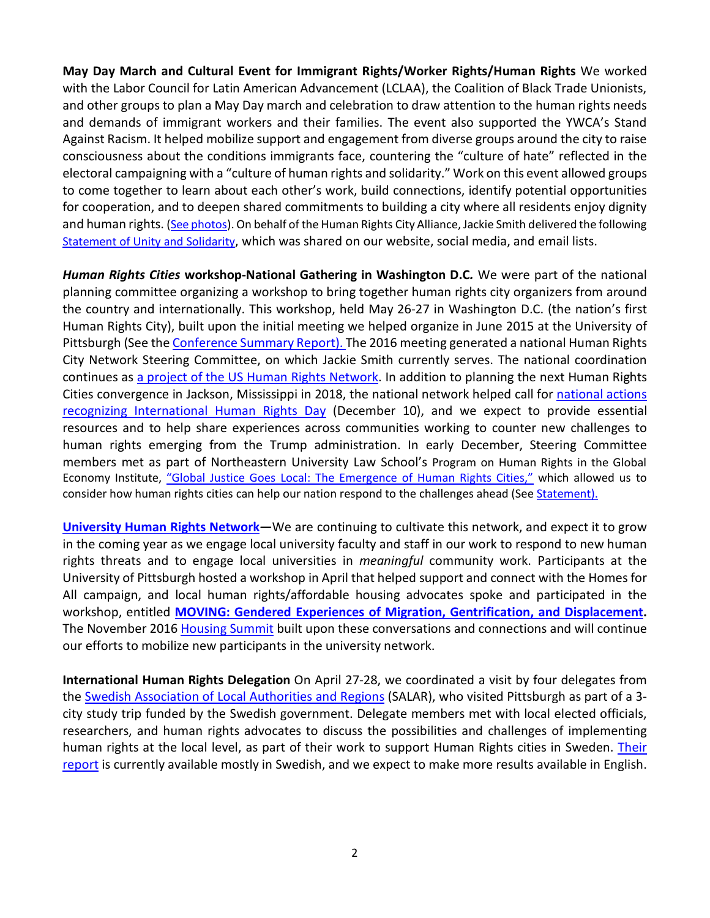**May Day March and Cultural Event for Immigrant Rights/Worker Rights/Human Rights** We worked with the Labor Council for Latin American Advancement (LCLAA), the Coalition of Black Trade Unionists, and other groups to plan a May Day march and celebration to draw attention to the human rights needs and demands of immigrant workers and their families. The event also supported the YWCA's Stand Against Racism. It helped mobilize support and engagement from diverse groups around the city to raise consciousness about the conditions immigrants face, countering the "culture of hate" reflected in the electoral campaigning with a "culture of human rights and solidarity." Work on this event allowed groups to come together to learn about each other's work, build connections, identify potential opportunities for cooperation, and to deepen shared commitments to building a city where all residents enjoy dignity and human rights. (See photos). On behalf of the Human Rights City Alliance, Jackie Smith delivered the following Statement of Unity and Solidarity, which was shared on our website, social media, and email lists.

***Human Rights Cities*** **workshop-National Gathering in Washington D.C.** We were part of the national planning committee organizing a workshop to bring together human rights city organizers from around the country and internationally. This workshop, held May 26-27 in Washington D.C. (the nation's first Human Rights City), built upon the initial meeting we helped organize in June 2015 at the University of Pittsburgh (See the Conference Summary Report). The 2016 meeting generated a national Human Rights City Network Steering Committee, on which Jackie Smith currently serves. The national coordination continues as a project of the US Human Rights Network. In addition to planning the next Human Rights Cities convergence in Jackson, Mississippi in 2018, the national network helped call for national actions recognizing International Human Rights Day (December 10), and we expect to provide essential resources and to help share experiences across communities working to counter new challenges to human rights emerging from the Trump administration. In early December, Steering Committee members met as part of Northeastern University Law School's Program on Human Rights in the Global Economy Institute, "Global Justice Goes Local: The Emergence of Human Rights Cities," which allowed us to consider how human rights cities can help our nation respond to the challenges ahead (See Statement).

**University Human Rights Network—**We are continuing to cultivate this network, and expect it to grow in the coming year as we engage local university faculty and staff in our work to respond to new human rights threats and to engage local universities in *meaningful* community work. Participants at the University of Pittsburgh hosted a workshop in April that helped support and connect with the Homes for All campaign, and local human rights/affordable housing advocates spoke and participated in the workshop, entitled **MOVING: Gendered Experiences of Migration, Gentrification, and Displacement.** The November 2016 Housing Summit built upon these conversations and connections and will continue our efforts to mobilize new participants in the university network.

**International Human Rights Delegation** On April 27-28, we coordinated a visit by four delegates from the Swedish Association of Local Authorities and Regions (SALAR), who visited Pittsburgh as part of a 3-city study trip funded by the Swedish government. Delegate members met with local elected officials, researchers, and human rights advocates to discuss the possibilities and challenges of implementing human rights at the local level, as part of their work to support Human Rights cities in Sweden. Their report is currently available mostly in Swedish, and we expect to make more results available in English.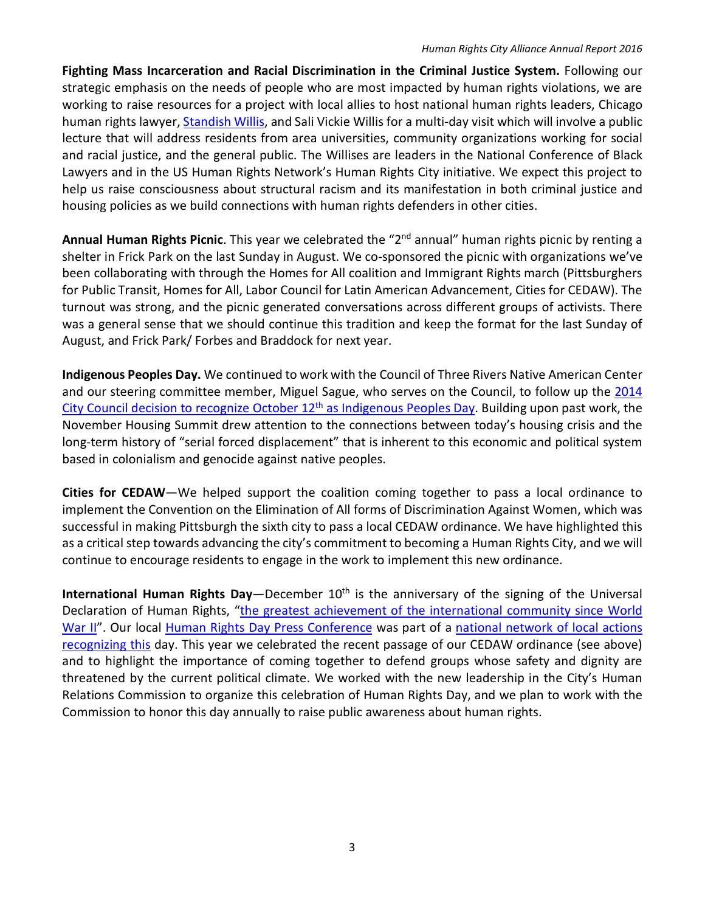**Fighting Mass Incarceration and Racial Discrimination in the Criminal Justice System.** Following our strategic emphasis on the needs of people who are most impacted by human rights violations, we are working to raise resources for a project with local allies to host national human rights leaders, Chicago human rights lawyer, Standish Willis, and Sali Vickie Willis for a multi-day visit which will involve a public lecture that will address residents from area universities, community organizations working for social and racial justice, and the general public. The Willises are leaders in the National Conference of Black Lawyers and in the US Human Rights Network's Human Rights City initiative. We expect this project to help us raise consciousness about structural racism and its manifestation in both criminal justice and housing policies as we build connections with human rights defenders in other cities.

**Annual Human Rights Picnic**. This year we celebrated the "2nd annual" human rights picnic by renting a shelter in Frick Park on the last Sunday in August. We co-sponsored the picnic with organizations we've been collaborating with through the Homes for All coalition and Immigrant Rights march (Pittsburghers for Public Transit, Homes for All, Labor Council for Latin American Advancement, Cities for CEDAW). The turnout was strong, and the picnic generated conversations across different groups of activists. There was a general sense that we should continue this tradition and keep the format for the last Sunday of August, and Frick Park/ Forbes and Braddock for next year.

**Indigenous Peoples Day.** We continued to work with the Council of Three Rivers Native American Center and our steering committee member, Miguel Sague, who serves on the Council, to follow up the 2014 City Council decision to recognize October 12th as Indigenous Peoples Day. Building upon past work, the November Housing Summit drew attention to the connections between today's housing crisis and the long-term history of "serial forced displacement" that is inherent to this economic and political system based in colonialism and genocide against native peoples.

**Cities for CEDAW**—We helped support the coalition coming together to pass a local ordinance to implement the Convention on the Elimination of All forms of Discrimination Against Women, which was successful in making Pittsburgh the sixth city to pass a local CEDAW ordinance. We have highlighted this as a critical step towards advancing the city's commitment to becoming a Human Rights City, and we will continue to encourage residents to engage in the work to implement this new ordinance.

**International Human Rights Day**—December 10th is the anniversary of the signing of the Universal Declaration of Human Rights, "the greatest achievement of the international community since World War II". Our local Human Rights Day Press Conference was part of a national network of local actions recognizing this day. This year we celebrated the recent passage of our CEDAW ordinance (see above) and to highlight the importance of coming together to defend groups whose safety and dignity are threatened by the current political climate. We worked with the new leadership in the City's Human Relations Commission to organize this celebration of Human Rights Day, and we plan to work with the Commission to honor this day annually to raise public awareness about human rights.